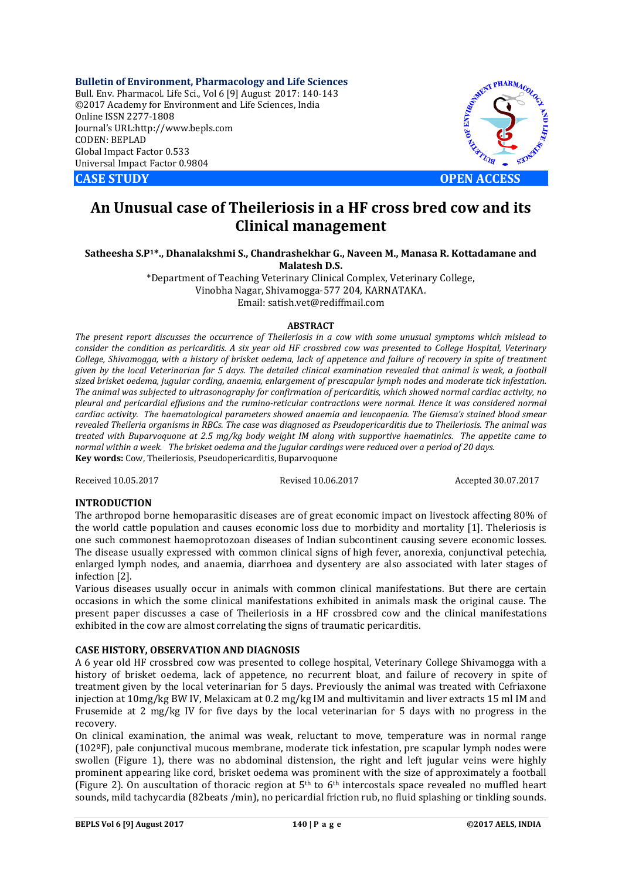# An Unusual case of Theileriosis in a HF cross bred cow and its Clinical management

**Satheesha S.P[1]*., Dhanalakshmi S., Chandrashekhar G., Naveen M., Manasa R. Kottadamane and Malatesh D.S.**

*Department of Teaching Veterinary Clinical Complex, Veterinary College, Vinobha Nagar, Shivamogga-577 204, KARNATAKA.
Email: satish.vet@rediffmail.com

## ABSTRACT

*The present report discusses the occurrence of Theileriosis in a cow with some unusual symptoms which mislead to consider the condition as pericarditis. A six year old HF crossbred cow was presented to College Hospital, Veterinary College, Shivamogga, with a history of brisket oedema, lack of appetence and failure of recovery in spite of treatment given by the local Veterinarian for 5 days. The detailed clinical examination revealed that animal is weak, a football sized brisket oedema, jugular cording, anaemia, enlargement of prescapular lymph nodes and moderate tick infestation. The animal was subjected to ultrasonography for confirmation of pericarditis, which showed normal cardiac activity, no pleural and pericardial effusions and the rumino-reticular contractions were normal. Hence it was considered normal cardiac activity. The haematological parameters showed anaemia and leucopaenia. The Giemsa's stained blood smear revealed Theileria organisms in RBCs. The case was diagnosed as Pseudopericarditis due to Theileriosis. The animal was treated with Buparvoquone at 2.5 mg/kg body weight IM along with supportive haematinics. The appetite came to normal within a week. The brisket oedema and the jugular cardings were reduced over a period of 20 days.*

**Key words:** Cow, Theileriosis, Pseudopericarditis, Buparvoquone

Received 10.05.2017 Revised 10.06.2017 Accepted 30.07.2017

## INTRODUCTION

The arthropod borne hemoparasitic diseases are of great economic impact on livestock affecting 80% of the world cattle population and causes economic loss due to morbidity and mortality [1]. Theleriosis is one such commonest haemoprotozoan diseases of Indian subcontinent causing severe economic losses. The disease usually expressed with common clinical signs of high fever, anorexia, conjunctival petechia, enlarged lymph nodes, and anaemia, diarrhoea and dysentery are also associated with later stages of infection [2].

Various diseases usually occur in animals with common clinical manifestations. But there are certain occasions in which the some clinical manifestations exhibited in animals mask the original cause. The present paper discusses a case of Theileriosis in a HF crossbred cow and the clinical manifestations exhibited in the cow are almost correlating the signs of traumatic pericarditis.

## CASE HISTORY, OBSERVATION AND DIAGNOSIS

A 6 year old HF crossbred cow was presented to college hospital, Veterinary College Shivamogga with a history of brisket oedema, lack of appetence, no recurrent bloat, and failure of recovery in spite of treatment given by the local veterinarian for 5 days. Previously the animal was treated with Cefriaxone injection at 10mg/kg BW IV, Melaxicam at 0.2 mg/kg IM and multivitamin and liver extracts 15 ml IM and Frusemide at 2 mg/kg IV for five days by the local veterinarian for 5 days with no progress in the recovery.

On clinical examination, the animal was weak, reluctant to move, temperature was in normal range (102ºF), pale conjunctival mucous membrane, moderate tick infestation, pre scapular lymph nodes were swollen (Figure 1), there was no abdominal distension, the right and left jugular veins were highly prominent appearing like cord, brisket oedema was prominent with the size of approximately a football (Figure 2). On auscultation of thoracic region at 5th to 6th intercostals space revealed no muffled heart sounds, mild tachycardia (82beats /min), no pericardial friction rub, no fluid splashing or tinkling sounds.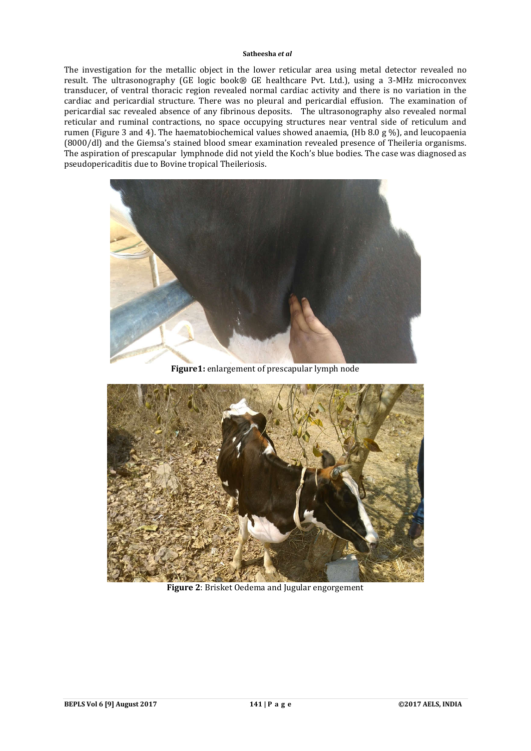The investigation for the metallic object in the lower reticular area using metal detector revealed no result. The ultrasonography (GE logic book® GE healthcare Pvt. Ltd.), using a 3-MHz microconvex transducer, of ventral thoracic region revealed normal cardiac activity and there is no variation in the cardiac and pericardial structure. There was no pleural and pericardial effusion. The examination of pericardial sac revealed absence of any fibrinous deposits. The ultrasonography also revealed normal reticular and ruminal contractions, no space occupying structures near ventral side of reticulum and rumen (Figure 3 and 4). The haematobiochemical values showed anaemia, (Hb 8.0 g %), and leucopaenia (8000/dl) and the Giemsa's stained blood smear examination revealed presence of Theileria organisms. The aspiration of prescapular lymphnode did not yield the Koch's blue bodies. The case was diagnosed as pseudopericaditis due to Bovine tropical Theileriosis.

**Figure1:** enlargement of prescapular lymph node

**Figure 2**: Brisket Oedema and Jugular engorgement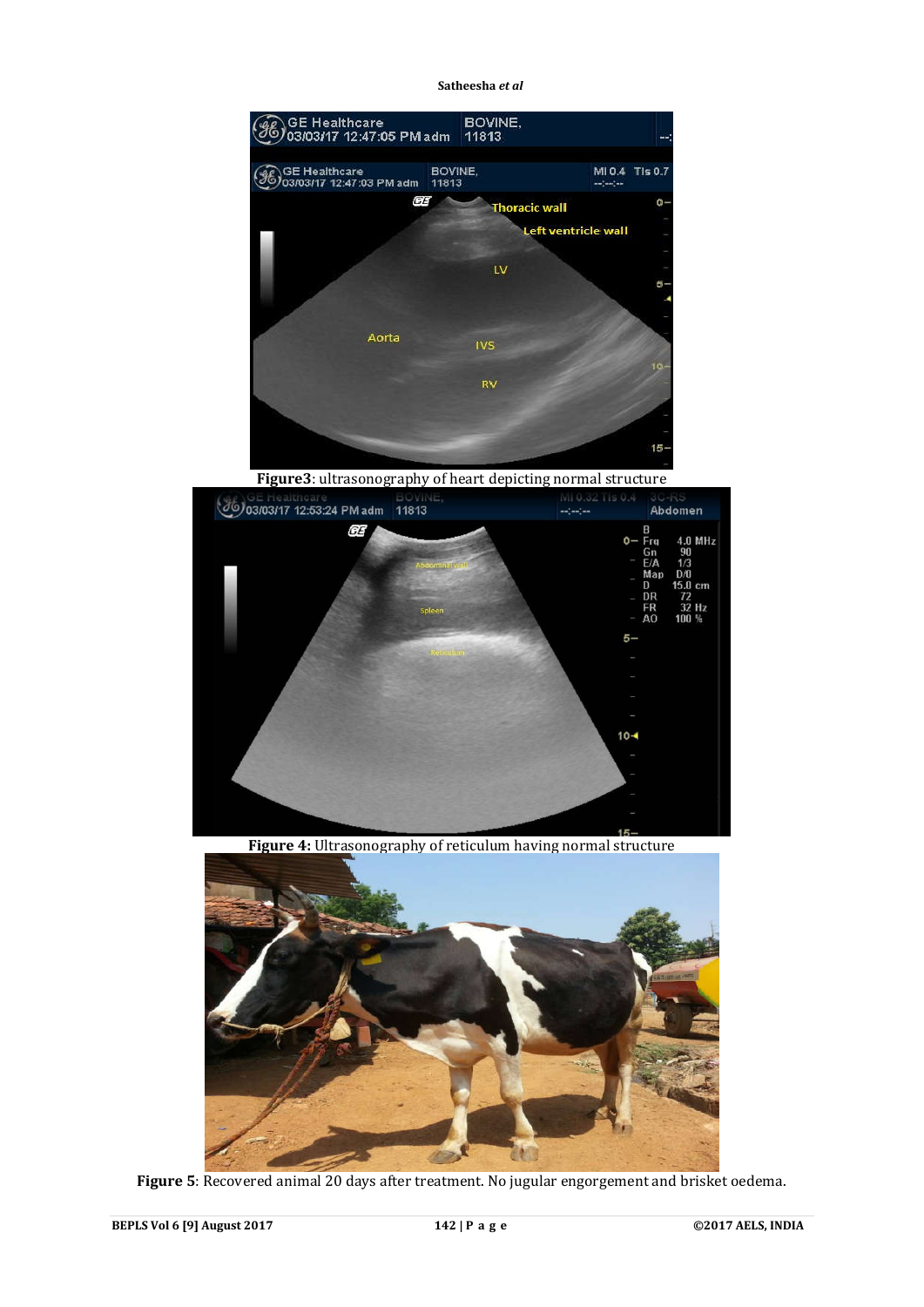**Figure3**: ultrasonography of heart depicting normal structure

**Figure 4:** Ultrasonography of reticulum having normal structure

**Figure 5**: Recovered animal 20 days after treatment. No jugular engorgement and brisket oedema.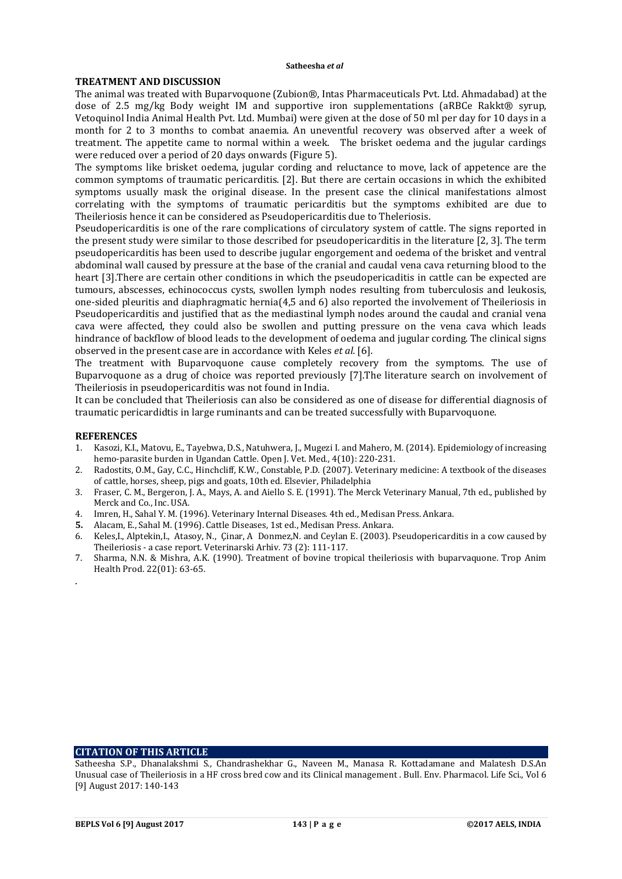## TREATMENT AND DISCUSSION

The animal was treated with Buparvoquone (Zubion®, Intas Pharmaceuticals Pvt. Ltd. Ahmadabad) at the dose of 2.5 mg/kg Body weight IM and supportive iron supplementations (aRBCe Rakkt® syrup, Vetoquinol India Animal Health Pvt. Ltd. Mumbai) were given at the dose of 50 ml per day for 10 days in a month for 2 to 3 months to combat anaemia. An uneventful recovery was observed after a week of treatment. The appetite came to normal within a week. The brisket oedema and the jugular cardings were reduced over a period of 20 days onwards (Figure 5).

The symptoms like brisket oedema, jugular cording and reluctance to move, lack of appetence are the common symptoms of traumatic pericarditis. [2]. But there are certain occasions in which the exhibited symptoms usually mask the original disease. In the present case the clinical manifestations almost correlating with the symptoms of traumatic pericarditis but the symptoms exhibited are due to Theileriosis hence it can be considered as Pseudopericarditis due to Theleriosis.

Pseudopericarditis is one of the rare complications of circulatory system of cattle. The signs reported in the present study were similar to those described for pseudopericarditis in the literature [2, 3]. The term pseudopericarditis has been used to describe jugular engorgement and oedema of the brisket and ventral abdominal wall caused by pressure at the base of the cranial and caudal vena cava returning blood to the heart [3].There are certain other conditions in which the pseudopericaditis in cattle can be expected are tumours, abscesses, echinococcus cysts, swollen lymph nodes resulting from tuberculosis and leukosis, one-sided pleuritis and diaphragmatic hernia(4,5 and 6) also reported the involvement of Theileriosis in Pseudopericarditis and justified that as the mediastinal lymph nodes around the caudal and cranial vena cava were affected, they could also be swollen and putting pressure on the vena cava which leads hindrance of backflow of blood leads to the development of oedema and jugular cording. The clinical signs observed in the present case are in accordance with Keles *et al.* [6].

The treatment with Buparvoquone cause completely recovery from the symptoms. The use of Buparvoquone as a drug of choice was reported previously [7].The literature search on involvement of Theileriosis in pseudopericarditis was not found in India.

It can be concluded that Theileriosis can also be considered as one of disease for differential diagnosis of traumatic pericardidtis in large ruminants and can be treated successfully with Buparvoquone.

## REFERENCES

1. Kasozi, K.I., Matovu, E., Tayebwa, D.S., Natuhwera, J., Mugezi I. and Mahero, M. (2014). Epidemiology of increasing hemo-parasite burden in Ugandan Cattle. Open J. Vet. Med., 4(10): 220-231.
2. Radostits, O.M., Gay, C.C., Hinchcliff, K.W., Constable, P.D. (2007). Veterinary medicine: A textbook of the diseases of cattle, horses, sheep, pigs and goats, 10th ed. Elsevier, Philadelphia
3. Fraser, C. M., Bergeron, J. A., Mays, A. and Aiello S. E. (1991). The Merck Veterinary Manual, 7th ed., published by Merck and Co., Inc. USA.
4. Imren, H., Sahal Y. M. (1996). Veterinary Internal Diseases. 4th ed., Medisan Press. Ankara.
5. Alacam, E., Sahal M. (1996). Cattle Diseases, 1st ed., Medisan Press. Ankara.
6. Keles,I., Alptekin,I., Atasoy, N., Çinar, A Donmez,N. and Ceylan E. (2003). Pseudopericarditis in a cow caused by Theileriosis - a case report. Veterinarski Arhiv. 73 (2): 111-117.
7. Sharma, N.N. & Mishra, A.K. (1990). Treatment of bovine tropical theileriosis with buparvaquone. Trop Anim Health Prod. 22(01): 63-65.

.

**CITATION OF THIS ARTICLE**

Satheesha S.P., Dhanalakshmi S., Chandrashekhar G., Naveen M., Manasa R. Kottadamane and Malatesh D.S.An Unusual case of Theileriosis in a HF cross bred cow and its Clinical management . Bull. Env. Pharmacol. Life Sci., Vol 6 [9] August 2017: 140-143